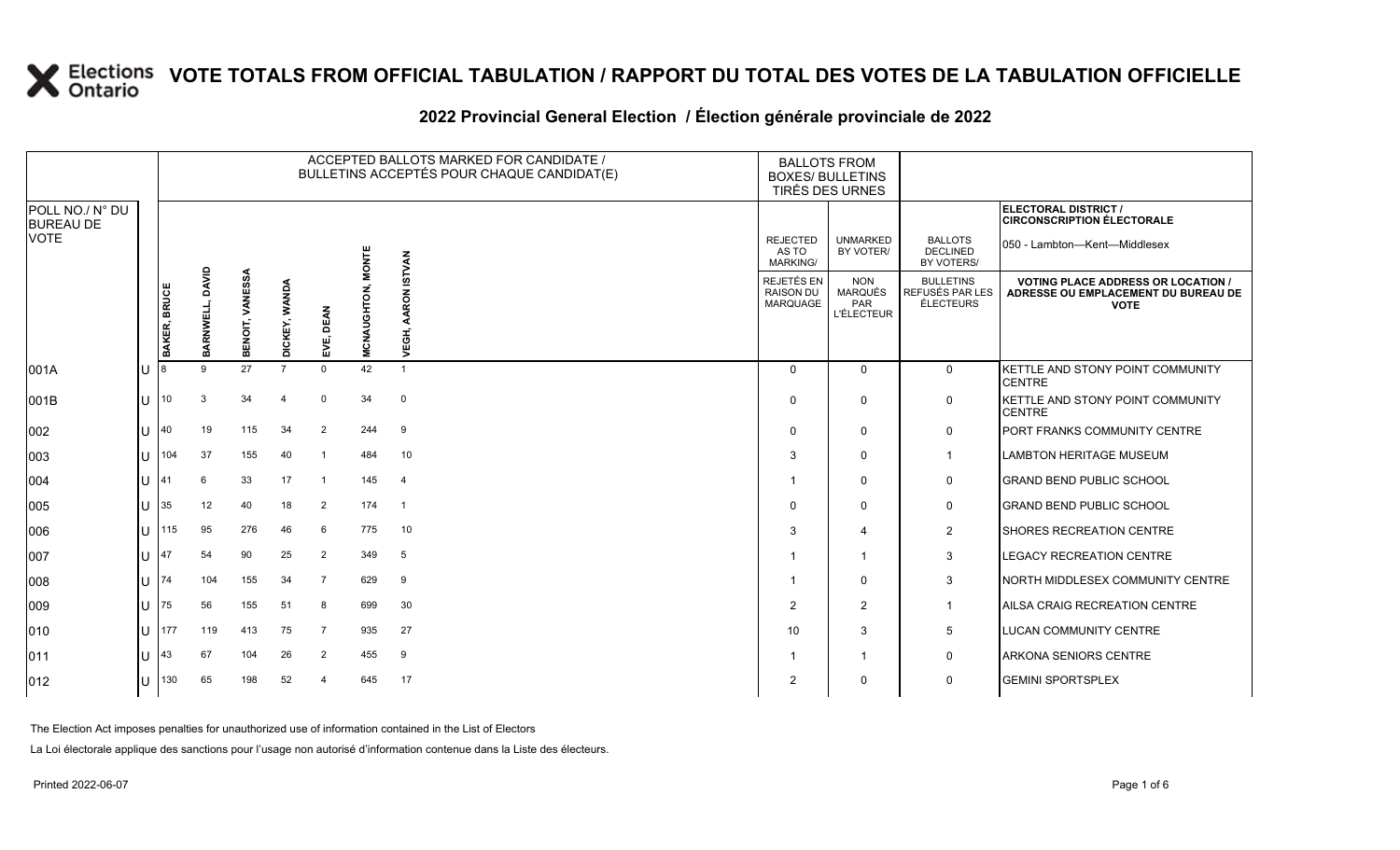# VOTE TOTALS FROM OFFICIAL TABULATION / RAPPORT DU TOTAL DES VOTES DE LA TABULATION OFFICIELLE

## 2022 Provincial General Election / Élection générale provinciale de 2022

ELECTORAL DISTRICT / CIRCONSCRIPTION ÉLECTORALE: 050 - Lambton—Kent—Middlesex

| POLL NO./ N° DU BUREAU DE VOTE | | ACCEPTED BALLOTS MARKED FOR CANDIDATE / BULLETINS ACCEPTÉS POUR CHAQUE CANDIDAT(E) | | | | | | | BALLOTS FROM BOXES/ BULLETINS TIRÉS DES URNES | | | |
|---|---|---|---|---|---|---|---|---|---|---|---|---|
| | | BAKER, BRUCE | BARNWELL, DAVID | BENOIT, VANESSA | DICKEY, WANDA | EVE, DEAN | MCNAUGHTON, MONTE | VEGH, AARON ISTVAN | REJECTED AS TO MARKING/ REJETÉS EN RAISON DU MARQUAGE | UNMARKED BY VOTER/ NON MARQUÉS PAR L'ÉLECTEUR | BALLOTS DECLINED BY VOTERS/ BULLETINS REFUSÉS PAR LES ÉLECTEURS | VOTING PLACE ADDRESS OR LOCATION / ADRESSE OU EMPLACEMENT DU BUREAU DE VOTE |
| 001A | U | 8 | 9 | 27 | 7 | 0 | 42 | 1 | 0 | 0 | 0 | KETTLE AND STONY POINT COMMUNITY CENTRE |
| 001B | U | 10 | 3 | 34 | 4 | 0 | 34 | 0 | 0 | 0 | 0 | KETTLE AND STONY POINT COMMUNITY CENTRE |
| 002 | U | 40 | 19 | 115 | 34 | 2 | 244 | 9 | 0 | 0 | 0 | PORT FRANKS COMMUNITY CENTRE |
| 003 | U | 104 | 37 | 155 | 40 | 1 | 484 | 10 | 3 | 0 | 1 | LAMBTON HERITAGE MUSEUM |
| 004 | U | 41 | 6 | 33 | 17 | 1 | 145 | 4 | 1 | 0 | 0 | GRAND BEND PUBLIC SCHOOL |
| 005 | U | 35 | 12 | 40 | 18 | 2 | 174 | 1 | 0 | 0 | 0 | GRAND BEND PUBLIC SCHOOL |
| 006 | U | 115 | 95 | 276 | 46 | 6 | 775 | 10 | 3 | 4 | 2 | SHORES RECREATION CENTRE |
| 007 | U | 47 | 54 | 90 | 25 | 2 | 349 | 5 | 1 | 1 | 3 | LEGACY RECREATION CENTRE |
| 008 | U | 74 | 104 | 155 | 34 | 7 | 629 | 9 | 1 | 0 | 3 | NORTH MIDDLESEX COMMUNITY CENTRE |
| 009 | U | 75 | 56 | 155 | 51 | 8 | 699 | 30 | 2 | 2 | 1 | AILSA CRAIG RECREATION CENTRE |
| 010 | U | 177 | 119 | 413 | 75 | 7 | 935 | 27 | 10 | 3 | 5 | LUCAN COMMUNITY CENTRE |
| 011 | U | 43 | 67 | 104 | 26 | 2 | 455 | 9 | 1 | 1 | 0 | ARKONA SENIORS CENTRE |
| 012 | U | 130 | 65 | 198 | 52 | 4 | 645 | 17 | 2 | 0 | 0 | GEMINI SPORTSPLEX |

The Election Act imposes penalties for unauthorized use of information contained in the List of Electors

La Loi électorale applique des sanctions pour l'usage non autorisé d'information contenue dans la Liste des électeurs.

Printed 2022-06-07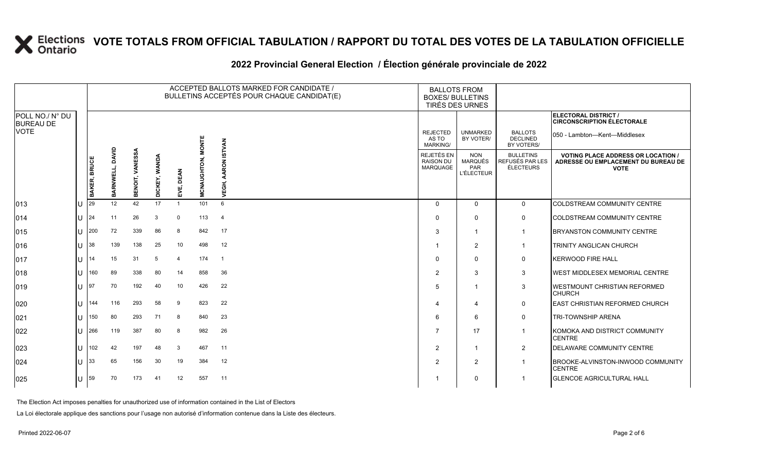# VOTE TOTALS FROM OFFICIAL TABULATION / RAPPORT DU TOTAL DES VOTES DE LA TABULATION OFFICIELLE

## 2022 Provincial General Election / Élection générale provinciale de 2022

ELECTORAL DISTRICT / CIRCONSCRIPTION ÉLECTORALE: 050 - Lambton—Kent—Middlesex

| POLL NO./ N° DU BUREAU DE VOTE | | ACCEPTED BALLOTS MARKED FOR CANDIDATE / BULLETINS ACCEPTÉS POUR CHAQUE CANDIDAT(E) | | | | | | | BALLOTS FROM BOXES/ BULLETINS TIRÉS DES URNES | | | |
|---|---|---|---|---|---|---|---|---|---|---|---|---|
| | | BAKER, BRUCE | BARNWELL, DAVID | BENOIT, VANESSA | DICKEY, WANDA | EVE, DEAN | MCNAUGHTON, MONTE | VEGH, AARON ISTVAN | REJECTED AS TO MARKING/ REJETÉS EN RAISON DU MARQUAGE | UNMARKED BY VOTER/ NON MARQUÉS PAR L'ÉLECTEUR | BALLOTS DECLINED BY VOTERS/ BULLETINS REFUSÉS PAR LES ÉLECTEURS | VOTING PLACE ADDRESS OR LOCATION / ADRESSE OU EMPLACEMENT DU BUREAU DE VOTE |
| 013 | U | 29 | 12 | 42 | 17 | 1 | 101 | 6 | 0 | 0 | 0 | COLDSTREAM COMMUNITY CENTRE |
| 014 | U | 24 | 11 | 26 | 3 | 0 | 113 | 4 | 0 | 0 | 0 | COLDSTREAM COMMUNITY CENTRE |
| 015 | U | 200 | 72 | 339 | 86 | 8 | 842 | 17 | 3 | 1 | 1 | BRYANSTON COMMUNITY CENTRE |
| 016 | U | 38 | 139 | 138 | 25 | 10 | 498 | 12 | 1 | 2 | 1 | TRINITY ANGLICAN CHURCH |
| 017 | U | 14 | 15 | 31 | 5 | 4 | 174 | 1 | 0 | 0 | 0 | KERWOOD FIRE HALL |
| 018 | U | 160 | 89 | 338 | 80 | 14 | 858 | 36 | 2 | 3 | 3 | WEST MIDDLESEX MEMORIAL CENTRE |
| 019 | U | 97 | 70 | 192 | 40 | 10 | 426 | 22 | 5 | 1 | 3 | WESTMOUNT CHRISTIAN REFORMED CHURCH |
| 020 | U | 144 | 116 | 293 | 58 | 9 | 823 | 22 | 4 | 4 | 0 | EAST CHRISTIAN REFORMED CHURCH |
| 021 | U | 150 | 80 | 293 | 71 | 8 | 840 | 23 | 6 | 6 | 0 | TRI-TOWNSHIP ARENA |
| 022 | U | 266 | 119 | 387 | 80 | 8 | 982 | 26 | 7 | 17 | 1 | KOMOKA AND DISTRICT COMMUNITY CENTRE |
| 023 | U | 102 | 42 | 197 | 48 | 3 | 467 | 11 | 2 | 1 | 2 | DELAWARE COMMUNITY CENTRE |
| 024 | U | 33 | 65 | 156 | 30 | 19 | 384 | 12 | 2 | 2 | 1 | BROOKE-ALVINSTON-INWOOD COMMUNITY CENTRE |
| 025 | U | 59 | 70 | 173 | 41 | 12 | 557 | 11 | 1 | 0 | 1 | GLENCOE AGRICULTURAL HALL |

The Election Act imposes penalties for unauthorized use of information contained in the List of Electors

La Loi électorale applique des sanctions pour l'usage non autorisé d'information contenue dans la Liste des électeurs.

Printed 2022-06-07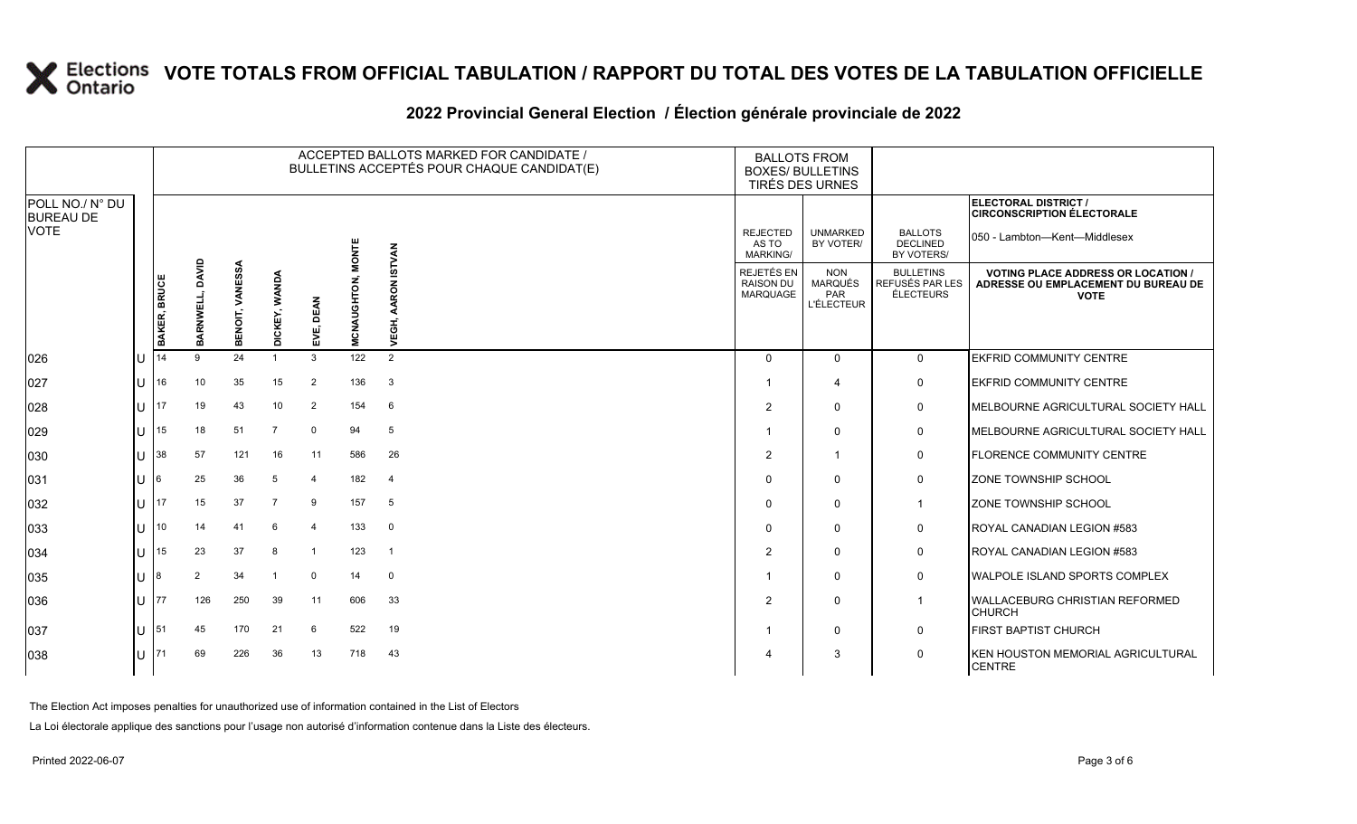# VOTE TOTALS FROM OFFICIAL TABULATION / RAPPORT DU TOTAL DES VOTES DE LA TABULATION OFFICIELLE

## 2022 Provincial General Election / Élection générale provinciale de 2022

**ELECTORAL DISTRICT / CIRCONSCRIPTION ÉLECTORALE:** 050 - Lambton—Kent—Middlesex

| POLL NO./ N° DU BUREAU DE VOTE | | ACCEPTED BALLOTS MARKED FOR CANDIDATE / BULLETINS ACCEPTÉS POUR CHAQUE CANDIDAT(E) | | | | | | | BALLOTS FROM BOXES/ BULLETINS TIRÉS DES URNES | | | |
|---|---|---|---|---|---|---|---|---|---|---|---|---|
| | | BAKER, BRUCE | BARNWELL, DAVID | BENOIT, VANESSA | DICKEY, WANDA | EVE, DEAN | MCNAUGHTON, MONTE | VEGH, AARON ISTVAN | REJECTED AS TO MARKING/ REJETÉS EN RAISON DU MARQUAGE | UNMARKED BY VOTER/ NON MARQUÉS PAR L'ÉLECTEUR | BALLOTS DECLINED BY VOTERS/ BULLETINS REFUSÉS PAR LES ÉLECTEURS | VOTING PLACE ADDRESS OR LOCATION / ADRESSE OU EMPLACEMENT DU BUREAU DE VOTE |
| 026 | U | 14 | 9 | 24 | 1 | 3 | 122 | 2 | 0 | 0 | 0 | EKFRID COMMUNITY CENTRE |
| 027 | U | 16 | 10 | 35 | 15 | 2 | 136 | 3 | 1 | 4 | 0 | EKFRID COMMUNITY CENTRE |
| 028 | U | 17 | 19 | 43 | 10 | 2 | 154 | 6 | 2 | 0 | 0 | MELBOURNE AGRICULTURAL SOCIETY HALL |
| 029 | U | 15 | 18 | 51 | 7 | 0 | 94 | 5 | 1 | 0 | 0 | MELBOURNE AGRICULTURAL SOCIETY HALL |
| 030 | U | 38 | 57 | 121 | 16 | 11 | 586 | 26 | 2 | 1 | 0 | FLORENCE COMMUNITY CENTRE |
| 031 | U | 6 | 25 | 36 | 5 | 4 | 182 | 4 | 0 | 0 | 0 | ZONE TOWNSHIP SCHOOL |
| 032 | U | 17 | 15 | 37 | 7 | 9 | 157 | 5 | 0 | 0 | 1 | ZONE TOWNSHIP SCHOOL |
| 033 | U | 10 | 14 | 41 | 6 | 4 | 133 | 0 | 0 | 0 | 0 | ROYAL CANADIAN LEGION #583 |
| 034 | U | 15 | 23 | 37 | 8 | 1 | 123 | 1 | 2 | 0 | 0 | ROYAL CANADIAN LEGION #583 |
| 035 | U | 8 | 2 | 34 | 1 | 0 | 14 | 0 | 1 | 0 | 0 | WALPOLE ISLAND SPORTS COMPLEX |
| 036 | U | 77 | 126 | 250 | 39 | 11 | 606 | 33 | 2 | 0 | 1 | WALLACEBURG CHRISTIAN REFORMED CHURCH |
| 037 | U | 51 | 45 | 170 | 21 | 6 | 522 | 19 | 1 | 0 | 0 | FIRST BAPTIST CHURCH |
| 038 | U | 71 | 69 | 226 | 36 | 13 | 718 | 43 | 4 | 3 | 0 | KEN HOUSTON MEMORIAL AGRICULTURAL CENTRE |

The Election Act imposes penalties for unauthorized use of information contained in the List of Electors

La Loi électorale applique des sanctions pour l'usage non autorisé d'information contenue dans la Liste des électeurs.

Printed 2022-06-07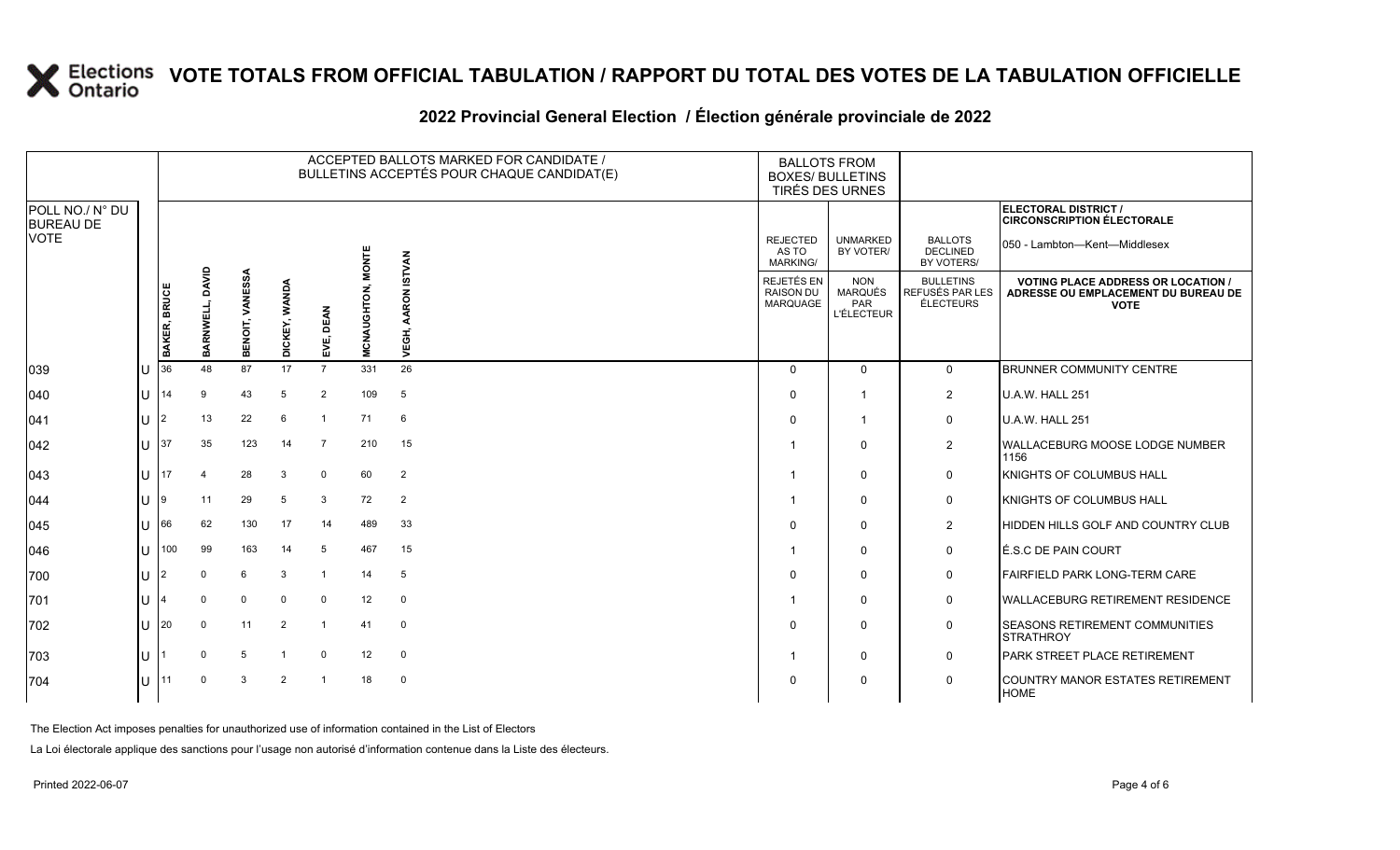# VOTE TOTALS FROM OFFICIAL TABULATION / RAPPORT DU TOTAL DES VOTES DE LA TABULATION OFFICIELLE

## 2022 Provincial General Election / Élection générale provinciale de 2022

ELECTORAL DISTRICT / CIRCONSCRIPTION ÉLECTORALE: 050 - Lambton—Kent—Middlesex

| POLL NO./ N° DU BUREAU DE VOTE | | ACCEPTED BALLOTS MARKED FOR CANDIDATE / BULLETINS ACCEPTÉS POUR CHAQUE CANDIDAT(E) | | | | | | | BALLOTS FROM BOXES/ BULLETINS TIRÉS DES URNES | | | |
|---|---|---|---|---|---|---|---|---|---|---|---|---|
| | | BAKER, BRUCE | BARNWELL, DAVID | BENOIT, VANESSA | DICKEY, WANDA | EVE, DEAN | MCNAUGHTON, MONTE | VEGH, AARON ISTVAN | REJECTED AS TO MARKING/ REJETÉS EN RAISON DU MARQUAGE | UNMARKED BY VOTER/ NON MARQUÉS PAR L'ÉLECTEUR | BALLOTS DECLINED BY VOTERS/ BULLETINS REFUSÉS PAR LES ÉLECTEURS | VOTING PLACE ADDRESS OR LOCATION / ADRESSE OU EMPLACEMENT DU BUREAU DE VOTE |
| 039 | U | 36 | 48 | 87 | 17 | 7 | 331 | 26 | 0 | 0 | 0 | BRUNNER COMMUNITY CENTRE |
| 040 | U | 14 | 9 | 43 | 5 | 2 | 109 | 5 | 0 | 1 | 2 | U.A.W. HALL 251 |
| 041 | U | 2 | 13 | 22 | 6 | 1 | 71 | 6 | 0 | 1 | 0 | U.A.W. HALL 251 |
| 042 | U | 37 | 35 | 123 | 14 | 7 | 210 | 15 | 1 | 0 | 2 | WALLACEBURG MOOSE LODGE NUMBER 1156 |
| 043 | U | 17 | 4 | 28 | 3 | 0 | 60 | 2 | 1 | 0 | 0 | KNIGHTS OF COLUMBUS HALL |
| 044 | U | 9 | 11 | 29 | 5 | 3 | 72 | 2 | 1 | 0 | 0 | KNIGHTS OF COLUMBUS HALL |
| 045 | U | 66 | 62 | 130 | 17 | 14 | 489 | 33 | 0 | 0 | 2 | HIDDEN HILLS GOLF AND COUNTRY CLUB |
| 046 | U | 100 | 99 | 163 | 14 | 5 | 467 | 15 | 1 | 0 | 0 | É.S.C DE PAIN COURT |
| 700 | U | 2 | 0 | 6 | 3 | 1 | 14 | 5 | 0 | 0 | 0 | FAIRFIELD PARK LONG-TERM CARE |
| 701 | U | 4 | 0 | 0 | 0 | 0 | 12 | 0 | 1 | 0 | 0 | WALLACEBURG RETIREMENT RESIDENCE |
| 702 | U | 20 | 0 | 11 | 2 | 1 | 41 | 0 | 0 | 0 | 0 | SEASONS RETIREMENT COMMUNITIES STRATHROY |
| 703 | U | 1 | 0 | 5 | 1 | 0 | 12 | 0 | 1 | 0 | 0 | PARK STREET PLACE RETIREMENT |
| 704 | U | 11 | 0 | 3 | 2 | 1 | 18 | 0 | 0 | 0 | 0 | COUNTRY MANOR ESTATES RETIREMENT HOME |

The Election Act imposes penalties for unauthorized use of information contained in the List of Electors

La Loi électorale applique des sanctions pour l'usage non autorisé d'information contenue dans la Liste des électeurs.

Printed 2022-06-07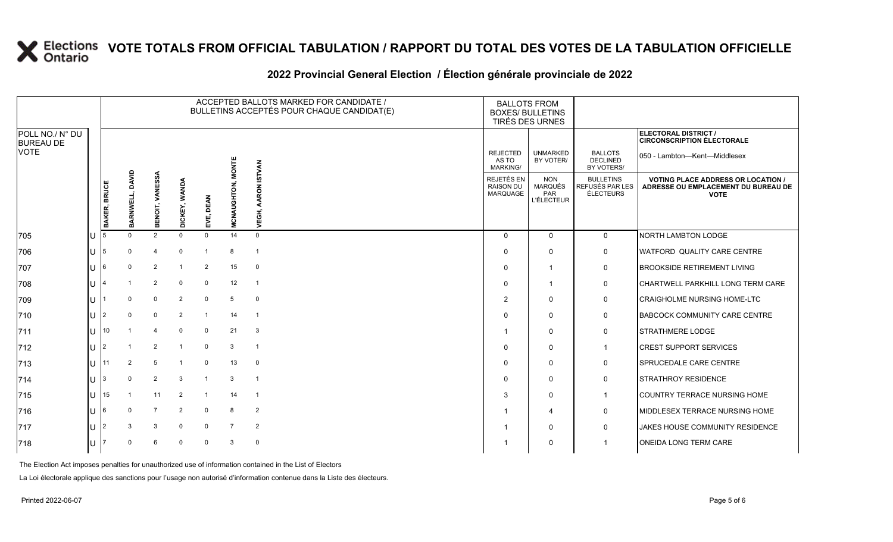# VOTE TOTALS FROM OFFICIAL TABULATION / RAPPORT DU TOTAL DES VOTES DE LA TABULATION OFFICIELLE

## 2022 Provincial General Election / Élection générale provinciale de 2022

ELECTORAL DISTRICT / CIRCONSCRIPTION ÉLECTORALE: 050 - Lambton—Kent—Middlesex

| POLL NO./ N° DU BUREAU DE VOTE | | ACCEPTED BALLOTS MARKED FOR CANDIDATE / BULLETINS ACCEPTÉS POUR CHAQUE CANDIDAT(E) | | | | | | | BALLOTS FROM BOXES/ BULLETINS TIRÉS DES URNES | | | |
|---|---|---|---|---|---|---|---|---|---|---|---|---|
| | | BAKER, BRUCE | BARNWELL, DAVID | BENOIT, VANESSA | DICKEY, WANDA | EVE, DEAN | MCNAUGHTON, MONTE | VEGH, AARON ISTVAN | REJECTED AS TO MARKING/ REJETÉS EN RAISON DU MARQUAGE | UNMARKED BY VOTER/ NON MARQUÉS PAR L'ÉLECTEUR | BALLOTS DECLINED BY VOTERS/ BULLETINS REFUSÉS PAR LES ÉLECTEURS | VOTING PLACE ADDRESS OR LOCATION / ADRESSE OU EMPLACEMENT DU BUREAU DE VOTE |
| 705 | U | 5 | 0 | 2 | 0 | 0 | 14 | 0 | 0 | 0 | 0 | NORTH LAMBTON LODGE |
| 706 | U | 5 | 0 | 4 | 0 | 1 | 8 | 1 | 0 | 0 | 0 | WATFORD QUALITY CARE CENTRE |
| 707 | U | 6 | 0 | 2 | 1 | 2 | 15 | 0 | 0 | 1 | 0 | BROOKSIDE RETIREMENT LIVING |
| 708 | U | 4 | 1 | 2 | 0 | 0 | 12 | 1 | 0 | 1 | 0 | CHARTWELL PARKHILL LONG TERM CARE |
| 709 | U | 1 | 0 | 0 | 2 | 0 | 5 | 0 | 2 | 0 | 0 | CRAIGHOLME NURSING HOME-LTC |
| 710 | U | 2 | 0 | 0 | 2 | 1 | 14 | 1 | 0 | 0 | 0 | BABCOCK COMMUNITY CARE CENTRE |
| 711 | U | 10 | 1 | 4 | 0 | 0 | 21 | 3 | 1 | 0 | 0 | STRATHMERE LODGE |
| 712 | U | 2 | 1 | 2 | 1 | 0 | 3 | 1 | 0 | 0 | 1 | CREST SUPPORT SERVICES |
| 713 | U | 11 | 2 | 5 | 1 | 0 | 13 | 0 | 0 | 0 | 0 | SPRUCEDALE CARE CENTRE |
| 714 | U | 3 | 0 | 2 | 3 | 1 | 3 | 1 | 0 | 0 | 0 | STRATHROY RESIDENCE |
| 715 | U | 15 | 1 | 11 | 2 | 1 | 14 | 1 | 3 | 0 | 1 | COUNTRY TERRACE NURSING HOME |
| 716 | U | 6 | 0 | 7 | 2 | 0 | 8 | 2 | 1 | 4 | 0 | MIDDLESEX TERRACE NURSING HOME |
| 717 | U | 2 | 3 | 3 | 0 | 0 | 7 | 2 | 1 | 0 | 0 | JAKES HOUSE COMMUNITY RESIDENCE |
| 718 | U | 7 | 0 | 6 | 0 | 0 | 3 | 0 | 1 | 0 | 1 | ONEIDA LONG TERM CARE |

The Election Act imposes penalties for unauthorized use of information contained in the List of Electors

La Loi électorale applique des sanctions pour l'usage non autorisé d'information contenue dans la Liste des électeurs.

Printed 2022-06-07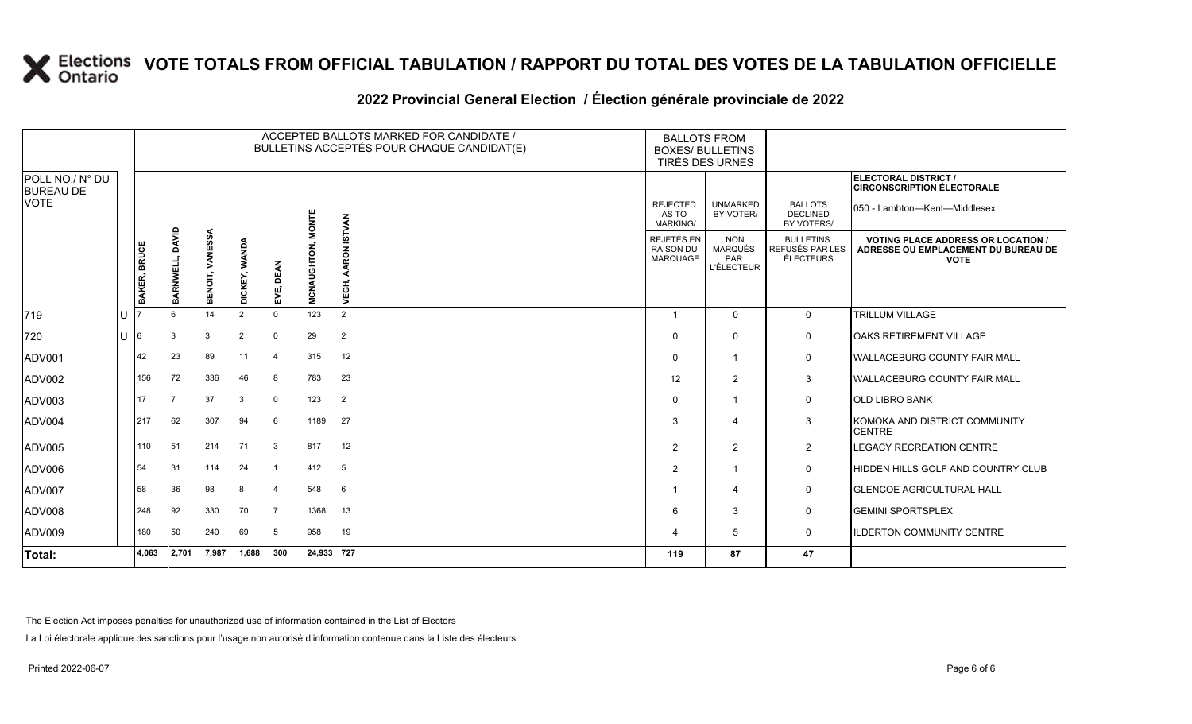# VOTE TOTALS FROM OFFICIAL TABULATION / RAPPORT DU TOTAL DES VOTES DE LA TABULATION OFFICIELLE

## 2022 Provincial General Election / Élection générale provinciale de 2022

ELECTORAL DISTRICT / CIRCONSCRIPTION ÉLECTORALE: 050 - Lambton—Kent—Middlesex

| POLL NO./ N° DU BUREAU DE VOTE | | ACCEPTED BALLOTS MARKED FOR CANDIDATE / BULLETINS ACCEPTÉS POUR CHAQUE CANDIDAT(E) | | | | | | | BALLOTS FROM BOXES/ BULLETINS TIRÉS DES URNES | | | |
|---|---|---|---|---|---|---|---|---|---|---|---|---|
| | | BAKER, BRUCE | BARNWELL, DAVID | BENOIT, VANESSA | DICKEY, WANDA | EVE, DEAN | MCNAUGHTON, MONTE | VEGH, AARON ISTVAN | REJECTED AS TO MARKING/ REJETÉS EN RAISON DU MARQUAGE | UNMARKED BY VOTER/ NON MARQUÉS PAR L'ÉLECTEUR | BALLOTS DECLINED BY VOTERS/ BULLETINS REFUSÉS PAR LES ÉLECTEURS | VOTING PLACE ADDRESS OR LOCATION / ADRESSE OU EMPLACEMENT DU BUREAU DE VOTE |
| 719 | U | 7 | 6 | 14 | 2 | 0 | 123 | 2 | 1 | 0 | 0 | TRILLUM VILLAGE |
| 720 | U | 6 | 3 | 3 | 2 | 0 | 29 | 2 | 0 | 0 | 0 | OAKS RETIREMENT VILLAGE |
| ADV001 | | 42 | 23 | 89 | 11 | 4 | 315 | 12 | 0 | 1 | 0 | WALLACEBURG COUNTY FAIR MALL |
| ADV002 | | 156 | 72 | 336 | 46 | 8 | 783 | 23 | 12 | 2 | 3 | WALLACEBURG COUNTY FAIR MALL |
| ADV003 | | 17 | 7 | 37 | 3 | 0 | 123 | 2 | 0 | 1 | 0 | OLD LIBRO BANK |
| ADV004 | | 217 | 62 | 307 | 94 | 6 | 1189 | 27 | 3 | 4 | 3 | KOMOKA AND DISTRICT COMMUNITY CENTRE |
| ADV005 | | 110 | 51 | 214 | 71 | 3 | 817 | 12 | 2 | 2 | 2 | LEGACY RECREATION CENTRE |
| ADV006 | | 54 | 31 | 114 | 24 | 1 | 412 | 5 | 2 | 1 | 0 | HIDDEN HILLS GOLF AND COUNTRY CLUB |
| ADV007 | | 58 | 36 | 98 | 8 | 4 | 548 | 6 | 1 | 4 | 0 | GLENCOE AGRICULTURAL HALL |
| ADV008 | | 248 | 92 | 330 | 70 | 7 | 1368 | 13 | 6 | 3 | 0 | GEMINI SPORTSPLEX |
| ADV009 | | 180 | 50 | 240 | 69 | 5 | 958 | 19 | 4 | 5 | 0 | ILDERTON COMMUNITY CENTRE |
| **Total:** | | **4,063** | **2,701** | **7,987** | **1,688** | **300** | **24,933** | **727** | **119** | **87** | **47** | |

The Election Act imposes penalties for unauthorized use of information contained in the List of Electors

La Loi électorale applique des sanctions pour l'usage non autorisé d'information contenue dans la Liste des électeurs.

Printed 2022-06-07